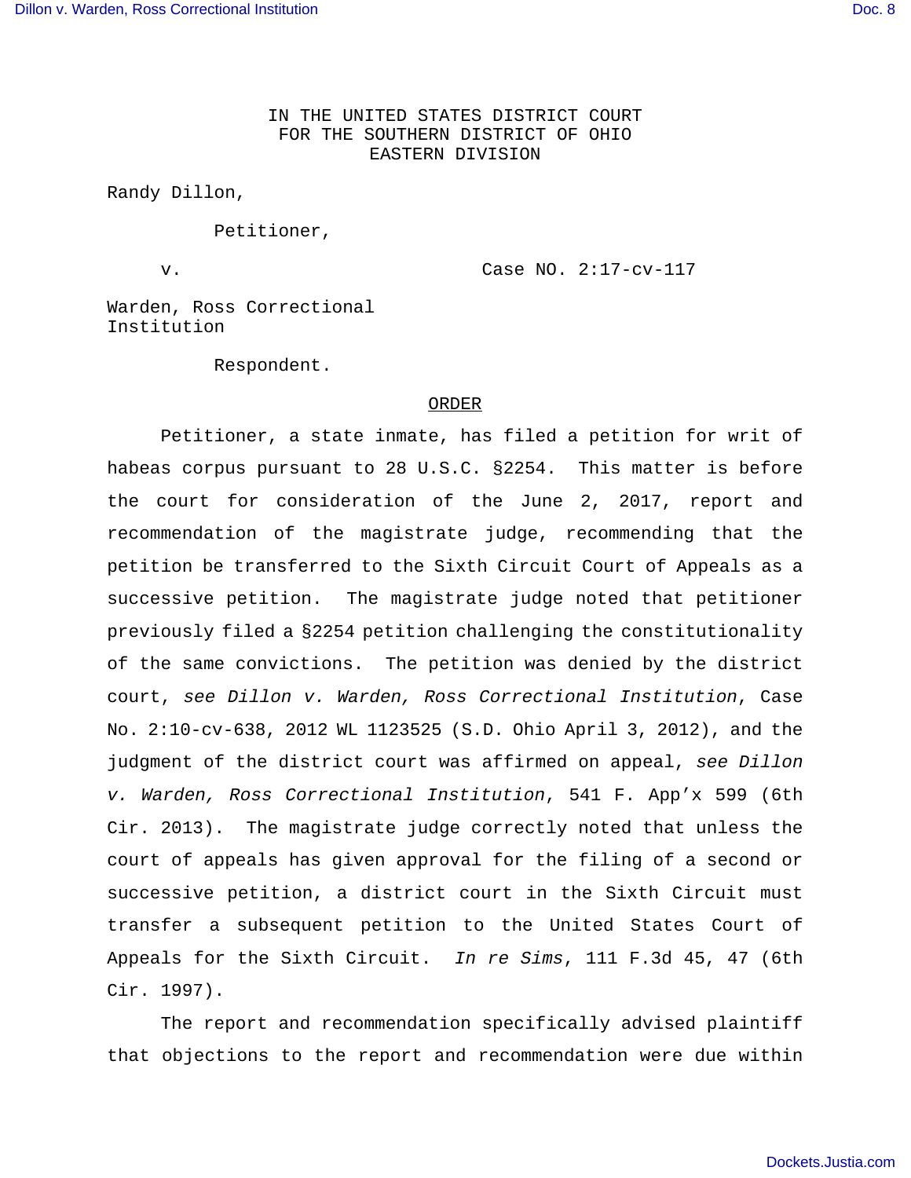IN THE UNITED STATES DISTRICT COURT
FOR THE SOUTHERN DISTRICT OF OHIO
EASTERN DIVISION

Randy Dillon,

Petitioner,

v. Case NO. 2:17-cv-117

Warden, Ross Correctional Institution

Respondent.

## ORDER

Petitioner, a state inmate, has filed a petition for writ of habeas corpus pursuant to 28 U.S.C. §2254. This matter is before the court for consideration of the June 2, 2017, report and recommendation of the magistrate judge, recommending that the petition be transferred to the Sixth Circuit Court of Appeals as a successive petition. The magistrate judge noted that petitioner previously filed a §2254 petition challenging the constitutionality of the same convictions. The petition was denied by the district court, *see Dillon v. Warden, Ross Correctional Institution*, Case No. 2:10-cv-638, 2012 WL 1123525 (S.D. Ohio April 3, 2012), and the judgment of the district court was affirmed on appeal, *see Dillon v. Warden, Ross Correctional Institution*, 541 F. App'x 599 (6th Cir. 2013). The magistrate judge correctly noted that unless the court of appeals has given approval for the filing of a second or successive petition, a district court in the Sixth Circuit must transfer a subsequent petition to the United States Court of Appeals for the Sixth Circuit. *In re Sims*, 111 F.3d 45, 47 (6th Cir. 1997).

The report and recommendation specifically advised plaintiff that objections to the report and recommendation were due within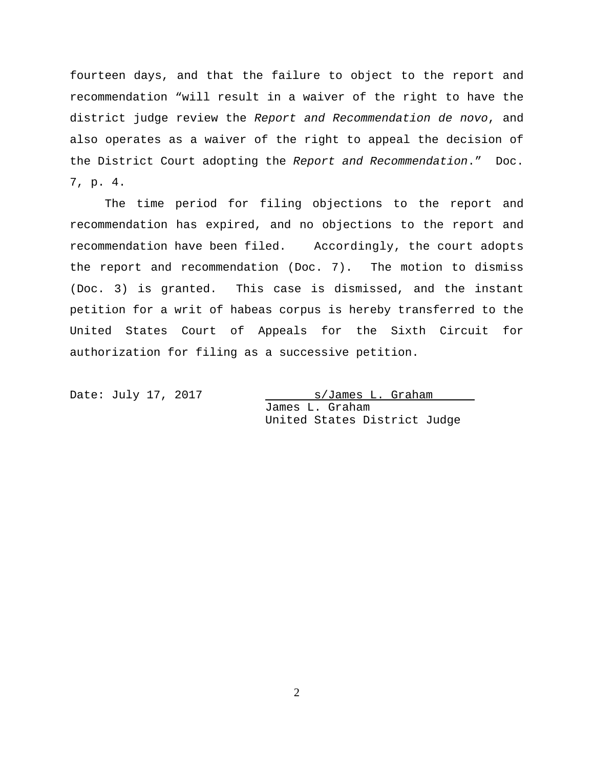fourteen days, and that the failure to object to the report and recommendation "will result in a waiver of the right to have the district judge review the *Report and Recommendation de novo*, and also operates as a waiver of the right to appeal the decision of the District Court adopting the *Report and Recommendation*." Doc. 7, p. 4.

The time period for filing objections to the report and recommendation has expired, and no objections to the report and recommendation have been filed. Accordingly, the court adopts the report and recommendation (Doc. 7). The motion to dismiss (Doc. 3) is granted. This case is dismissed, and the instant petition for a writ of habeas corpus is hereby transferred to the United States Court of Appeals for the Sixth Circuit for authorization for filing as a successive petition.

Date: July 17, 2017

s/James L. Graham
James L. Graham
United States District Judge